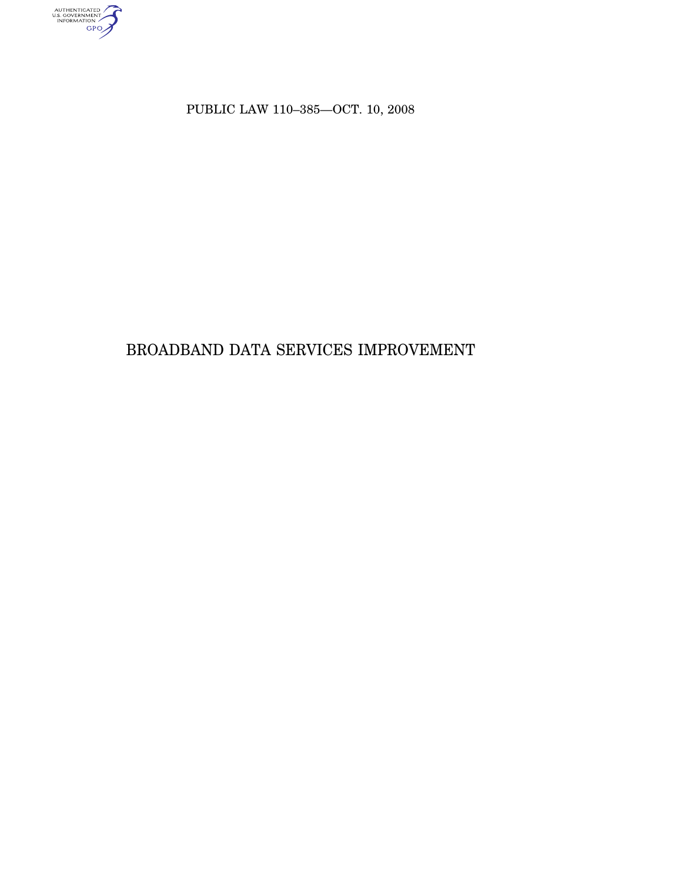PUBLIC LAW 110–385—OCT. 10, 2008

# BROADBAND DATA SERVICES IMPROVEMENT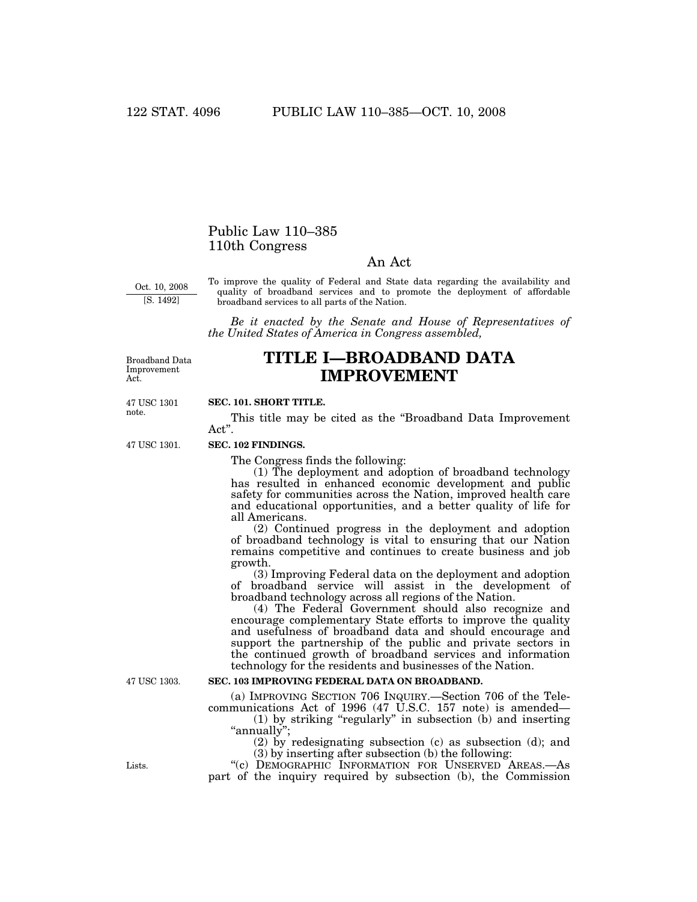# Public Law 110–385
# 110th Congress

## An Act

Oct. 10, 2008
[S. 1492]

To improve the quality of Federal and State data regarding the availability and quality of broadband services and to promote the deployment of affordable broadband services to all parts of the Nation.

*Be it enacted by the Senate and House of Representatives of the United States of America in Congress assembled,*

Broadband Data Improvement Act.

# TITLE I—BROADBAND DATA IMPROVEMENT

47 USC 1301 note.

**SEC. 101. SHORT TITLE.**

This title may be cited as the "Broadband Data Improvement Act".

47 USC 1301.

**SEC. 102 FINDINGS.**

The Congress finds the following:

(1) The deployment and adoption of broadband technology has resulted in enhanced economic development and public safety for communities across the Nation, improved health care and educational opportunities, and a better quality of life for all Americans.

(2) Continued progress in the deployment and adoption of broadband technology is vital to ensuring that our Nation remains competitive and continues to create business and job growth.

(3) Improving Federal data on the deployment and adoption of broadband service will assist in the development of broadband technology across all regions of the Nation.

(4) The Federal Government should also recognize and encourage complementary State efforts to improve the quality and usefulness of broadband data and should encourage and support the partnership of the public and private sectors in the continued growth of broadband services and information technology for the residents and businesses of the Nation.

47 USC 1303.

**SEC. 103 IMPROVING FEDERAL DATA ON BROADBAND.**

(a) IMPROVING SECTION 706 INQUIRY.—Section 706 of the Telecommunications Act of 1996 (47 U.S.C. 157 note) is amended—

(1) by striking "regularly" in subsection (b) and inserting "annually";

(2) by redesignating subsection (c) as subsection (d); and

(3) by inserting after subsection (b) the following:

Lists.

"(c) DEMOGRAPHIC INFORMATION FOR UNSERVED AREAS.—As part of the inquiry required by subsection (b), the Commission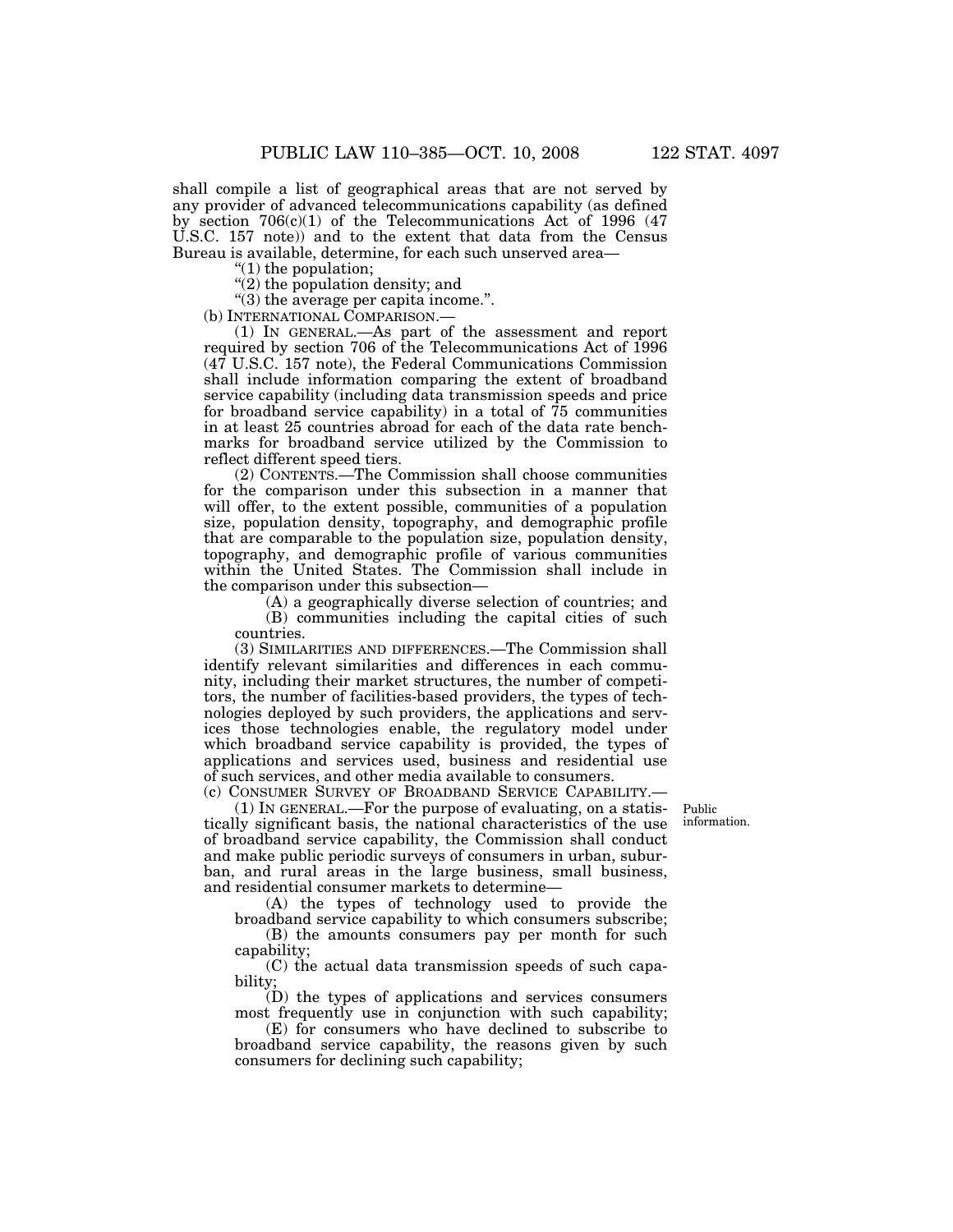shall compile a list of geographical areas that are not served by any provider of advanced telecommunications capability (as defined by section 706(c)(1) of the Telecommunications Act of 1996 (47 U.S.C. 157 note)) and to the extent that data from the Census Bureau is available, determine, for each such unserved area—

"(1) the population;

"(2) the population density; and

"(3) the average per capita income.".

(b) INTERNATIONAL COMPARISON.—

(1) IN GENERAL.—As part of the assessment and report required by section 706 of the Telecommunications Act of 1996 (47 U.S.C. 157 note), the Federal Communications Commission shall include information comparing the extent of broadband service capability (including data transmission speeds and price for broadband service capability) in a total of 75 communities in at least 25 countries abroad for each of the data rate benchmarks for broadband service utilized by the Commission to reflect different speed tiers.

(2) CONTENTS.—The Commission shall choose communities for the comparison under this subsection in a manner that will offer, to the extent possible, communities of a population size, population density, topography, and demographic profile that are comparable to the population size, population density, topography, and demographic profile of various communities within the United States. The Commission shall include in the comparison under this subsection—

(A) a geographically diverse selection of countries; and

(B) communities including the capital cities of such countries.

(3) SIMILARITIES AND DIFFERENCES.—The Commission shall identify relevant similarities and differences in each community, including their market structures, the number of competitors, the number of facilities-based providers, the types of technologies deployed by such providers, the applications and services those technologies enable, the regulatory model under which broadband service capability is provided, the types of applications and services used, business and residential use of such services, and other media available to consumers.

(c) CONSUMER SURVEY OF BROADBAND SERVICE CAPABILITY.—

Public information.

(1) IN GENERAL.—For the purpose of evaluating, on a statistically significant basis, the national characteristics of the use of broadband service capability, the Commission shall conduct and make public periodic surveys of consumers in urban, suburban, and rural areas in the large business, small business, and residential consumer markets to determine—

(A) the types of technology used to provide the broadband service capability to which consumers subscribe;

(B) the amounts consumers pay per month for such capability;

(C) the actual data transmission speeds of such capability;

(D) the types of applications and services consumers most frequently use in conjunction with such capability;

(E) for consumers who have declined to subscribe to broadband service capability, the reasons given by such consumers for declining such capability;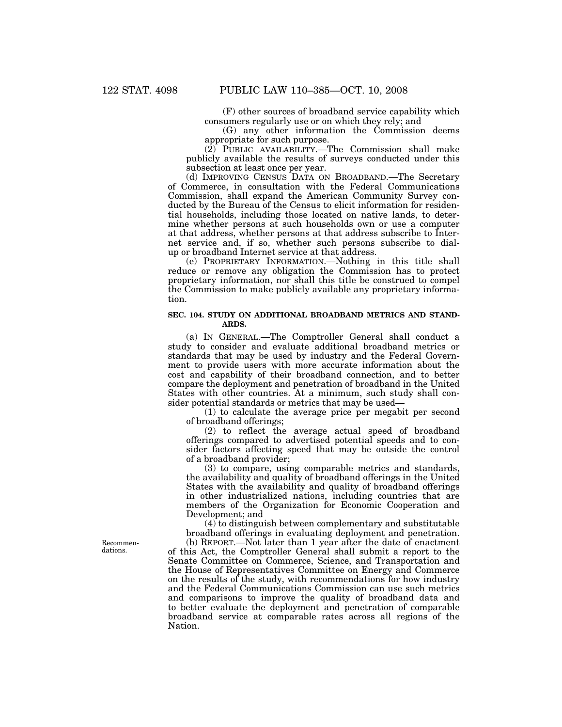(F) other sources of broadband service capability which consumers regularly use or on which they rely; and

(G) any other information the Commission deems appropriate for such purpose.

(2) PUBLIC AVAILABILITY.—The Commission shall make publicly available the results of surveys conducted under this subsection at least once per year.

(d) IMPROVING CENSUS DATA ON BROADBAND.—The Secretary of Commerce, in consultation with the Federal Communications Commission, shall expand the American Community Survey conducted by the Bureau of the Census to elicit information for residential households, including those located on native lands, to determine whether persons at such households own or use a computer at that address, whether persons at that address subscribe to Internet service and, if so, whether such persons subscribe to dial-up or broadband Internet service at that address.

(e) PROPRIETARY INFORMATION.—Nothing in this title shall reduce or remove any obligation the Commission has to protect proprietary information, nor shall this title be construed to compel the Commission to make publicly available any proprietary information.

**SEC. 104. STUDY ON ADDITIONAL BROADBAND METRICS AND STANDARDS.**

(a) IN GENERAL.—The Comptroller General shall conduct a study to consider and evaluate additional broadband metrics or standards that may be used by industry and the Federal Government to provide users with more accurate information about the cost and capability of their broadband connection, and to better compare the deployment and penetration of broadband in the United States with other countries. At a minimum, such study shall consider potential standards or metrics that may be used—

(1) to calculate the average price per megabit per second of broadband offerings;

(2) to reflect the average actual speed of broadband offerings compared to advertised potential speeds and to consider factors affecting speed that may be outside the control of a broadband provider;

(3) to compare, using comparable metrics and standards, the availability and quality of broadband offerings in the United States with the availability and quality of broadband offerings in other industrialized nations, including countries that are members of the Organization for Economic Cooperation and Development; and

(4) to distinguish between complementary and substitutable broadband offerings in evaluating deployment and penetration.

Recommendations.

(b) REPORT.—Not later than 1 year after the date of enactment of this Act, the Comptroller General shall submit a report to the Senate Committee on Commerce, Science, and Transportation and the House of Representatives Committee on Energy and Commerce on the results of the study, with recommendations for how industry and the Federal Communications Commission can use such metrics and comparisons to improve the quality of broadband data and to better evaluate the deployment and penetration of comparable broadband service at comparable rates across all regions of the Nation.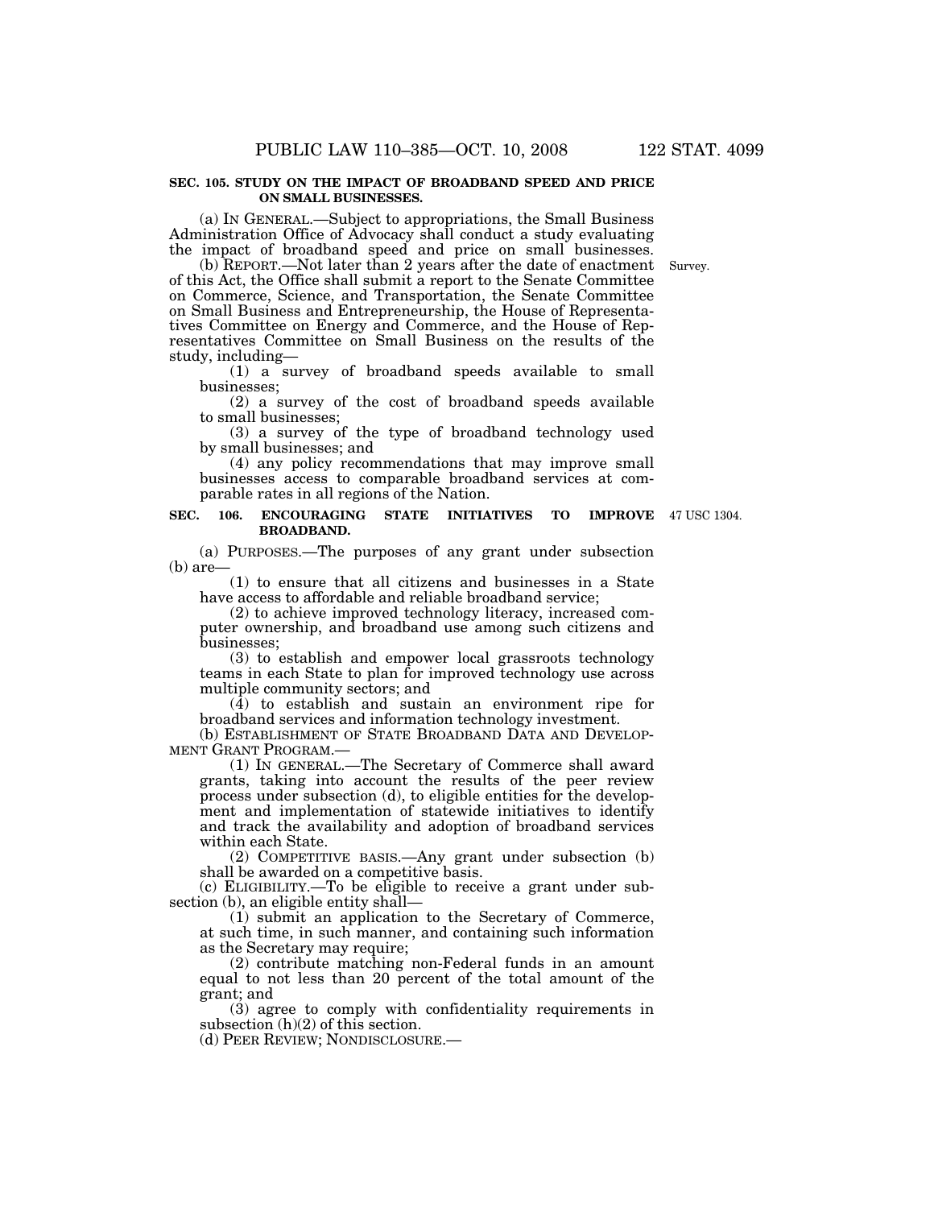**SEC. 105. STUDY ON THE IMPACT OF BROADBAND SPEED AND PRICE ON SMALL BUSINESSES.**

(a) IN GENERAL.—Subject to appropriations, the Small Business Administration Office of Advocacy shall conduct a study evaluating the impact of broadband speed and price on small businesses.

(b) REPORT.—Not later than 2 years after the date of enactment of this Act, the Office shall submit a report to the Senate Committee on Commerce, Science, and Transportation, the Senate Committee on Small Business and Entrepreneurship, the House of Representatives Committee on Energy and Commerce, and the House of Representatives Committee on Small Business on the results of the study, including—

Survey.

(1) a survey of broadband speeds available to small businesses;

(2) a survey of the cost of broadband speeds available to small businesses;

(3) a survey of the type of broadband technology used by small businesses; and

(4) any policy recommendations that may improve small businesses access to comparable broadband services at comparable rates in all regions of the Nation.

**SEC. 106. ENCOURAGING STATE INITIATIVES TO IMPROVE BROADBAND.**

47 USC 1304.

(a) PURPOSES.—The purposes of any grant under subsection (b) are—

(1) to ensure that all citizens and businesses in a State have access to affordable and reliable broadband service;

(2) to achieve improved technology literacy, increased computer ownership, and broadband use among such citizens and businesses;

(3) to establish and empower local grassroots technology teams in each State to plan for improved technology use across multiple community sectors; and

(4) to establish and sustain an environment ripe for broadband services and information technology investment.

(b) ESTABLISHMENT OF STATE BROADBAND DATA AND DEVELOPMENT GRANT PROGRAM.—

(1) IN GENERAL.—The Secretary of Commerce shall award grants, taking into account the results of the peer review process under subsection (d), to eligible entities for the development and implementation of statewide initiatives to identify and track the availability and adoption of broadband services within each State.

(2) COMPETITIVE BASIS.—Any grant under subsection (b) shall be awarded on a competitive basis.

(c) ELIGIBILITY.—To be eligible to receive a grant under subsection (b), an eligible entity shall—

(1) submit an application to the Secretary of Commerce, at such time, in such manner, and containing such information as the Secretary may require;

(2) contribute matching non-Federal funds in an amount equal to not less than 20 percent of the total amount of the grant; and

(3) agree to comply with confidentiality requirements in subsection (h)(2) of this section.

(d) PEER REVIEW; NONDISCLOSURE.—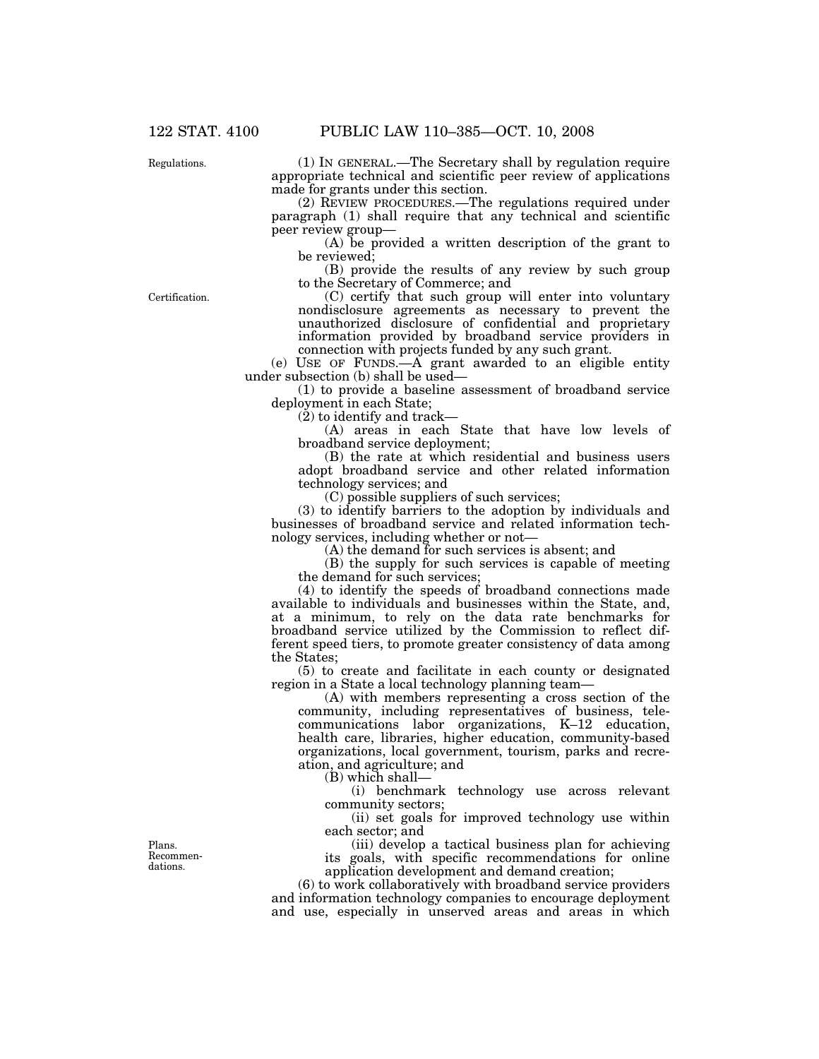(1) IN GENERAL.—The Secretary shall by regulation require appropriate technical and scientific peer review of applications made for grants under this section.

(2) REVIEW PROCEDURES.—The regulations required under paragraph (1) shall require that any technical and scientific peer review group—

(A) be provided a written description of the grant to be reviewed;

(B) provide the results of any review by such group to the Secretary of Commerce; and

(C) certify that such group will enter into voluntary nondisclosure agreements as necessary to prevent the unauthorized disclosure of confidential and proprietary information provided by broadband service providers in connection with projects funded by any such grant.

(e) USE OF FUNDS.—A grant awarded to an eligible entity under subsection (b) shall be used—

(1) to provide a baseline assessment of broadband service deployment in each State;

(2) to identify and track—

(A) areas in each State that have low levels of broadband service deployment;

(B) the rate at which residential and business users adopt broadband service and other related information technology services; and

(C) possible suppliers of such services;

(3) to identify barriers to the adoption by individuals and businesses of broadband service and related information technology services, including whether or not—

(A) the demand for such services is absent; and

(B) the supply for such services is capable of meeting the demand for such services;

(4) to identify the speeds of broadband connections made available to individuals and businesses within the State, and, at a minimum, to rely on the data rate benchmarks for broadband service utilized by the Commission to reflect different speed tiers, to promote greater consistency of data among the States;

(5) to create and facilitate in each county or designated region in a State a local technology planning team—

(A) with members representing a cross section of the community, including representatives of business, telecommunications labor organizations, K–12 education, health care, libraries, higher education, community-based organizations, local government, tourism, parks and recreation, and agriculture; and

(B) which shall—

(i) benchmark technology use across relevant community sectors;

(ii) set goals for improved technology use within each sector; and

(iii) develop a tactical business plan for achieving its goals, with specific recommendations for online application development and demand creation;

(6) to work collaboratively with broadband service providers and information technology companies to encourage deployment and use, especially in unserved areas and areas in which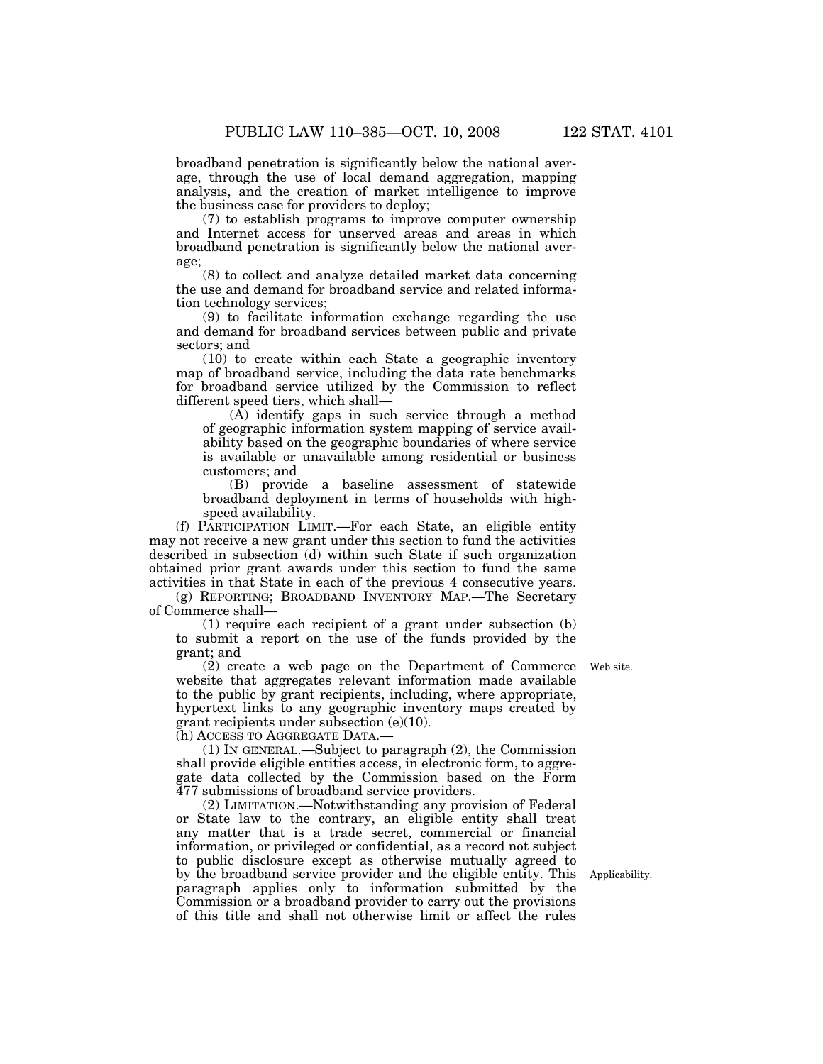broadband penetration is significantly below the national average, through the use of local demand aggregation, mapping analysis, and the creation of market intelligence to improve the business case for providers to deploy;

(7) to establish programs to improve computer ownership and Internet access for unserved areas and areas in which broadband penetration is significantly below the national average;

(8) to collect and analyze detailed market data concerning the use and demand for broadband service and related information technology services;

(9) to facilitate information exchange regarding the use and demand for broadband services between public and private sectors; and

(10) to create within each State a geographic inventory map of broadband service, including the data rate benchmarks for broadband service utilized by the Commission to reflect different speed tiers, which shall—

(A) identify gaps in such service through a method of geographic information system mapping of service availability based on the geographic boundaries of where service is available or unavailable among residential or business customers; and

(B) provide a baseline assessment of statewide broadband deployment in terms of households with high-speed availability.

(f) PARTICIPATION LIMIT.—For each State, an eligible entity may not receive a new grant under this section to fund the activities described in subsection (d) within such State if such organization obtained prior grant awards under this section to fund the same activities in that State in each of the previous 4 consecutive years.

(g) REPORTING; BROADBAND INVENTORY MAP.—The Secretary of Commerce shall—

(1) require each recipient of a grant under subsection (b) to submit a report on the use of the funds provided by the grant; and

(2) create a web page on the Department of Commerce website that aggregates relevant information made available to the public by grant recipients, including, where appropriate, hypertext links to any geographic inventory maps created by grant recipients under subsection (e)(10).

Web site.

(h) ACCESS TO AGGREGATE DATA.—

(1) IN GENERAL.—Subject to paragraph (2), the Commission shall provide eligible entities access, in electronic form, to aggregate data collected by the Commission based on the Form 477 submissions of broadband service providers.

(2) LIMITATION.—Notwithstanding any provision of Federal or State law to the contrary, an eligible entity shall treat any matter that is a trade secret, commercial or financial information, or privileged or confidential, as a record not subject to public disclosure except as otherwise mutually agreed to by the broadband service provider and the eligible entity. This paragraph applies only to information submitted by the Commission or a broadband provider to carry out the provisions of this title and shall not otherwise limit or affect the rules

Applicability.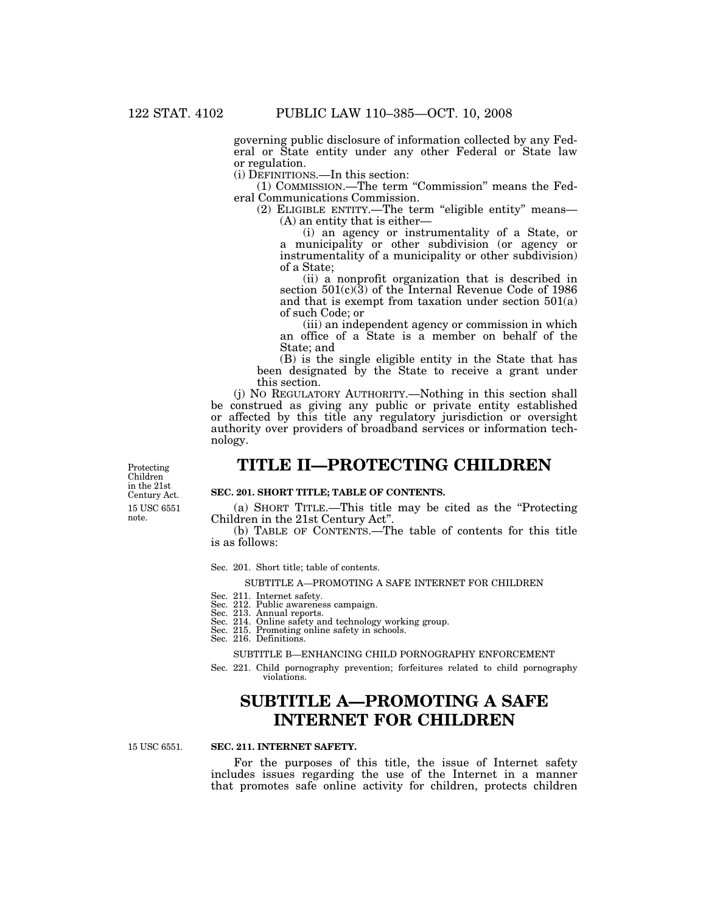governing public disclosure of information collected by any Federal or State entity under any other Federal or State law or regulation.

(i) DEFINITIONS.—In this section:

(1) COMMISSION.—The term "Commission" means the Federal Communications Commission.

(2) ELIGIBLE ENTITY.—The term "eligible entity" means—

(A) an entity that is either—

(i) an agency or instrumentality of a State, or a municipality or other subdivision (or agency or instrumentality of a municipality or other subdivision) of a State;

(ii) a nonprofit organization that is described in section 501(c)(3) of the Internal Revenue Code of 1986 and that is exempt from taxation under section 501(a) of such Code; or

(iii) an independent agency or commission in which an office of a State is a member on behalf of the State; and

(B) is the single eligible entity in the State that has been designated by the State to receive a grant under this section.

(j) NO REGULATORY AUTHORITY.—Nothing in this section shall be construed as giving any public or private entity established or affected by this title any regulatory jurisdiction or oversight authority over providers of broadband services or information technology.

# TITLE II—PROTECTING CHILDREN

Protecting Children in the 21st Century Act.
15 USC 6551 note.

**SEC. 201. SHORT TITLE; TABLE OF CONTENTS.**

(a) SHORT TITLE.—This title may be cited as the "Protecting Children in the 21st Century Act".

(b) TABLE OF CONTENTS.—The table of contents for this title is as follows:

Sec. 201. Short title; table of contents.

SUBTITLE A—PROMOTING A SAFE INTERNET FOR CHILDREN

Sec. 211. Internet safety.
Sec. 212. Public awareness campaign.
Sec. 213. Annual reports.
Sec. 214. Online safety and technology working group.
Sec. 215. Promoting online safety in schools.
Sec. 216. Definitions.

SUBTITLE B—ENHANCING CHILD PORNOGRAPHY ENFORCEMENT

Sec. 221. Child pornography prevention; forfeitures related to child pornography violations.

# SUBTITLE A—PROMOTING A SAFE INTERNET FOR CHILDREN

15 USC 6551.

**SEC. 211. INTERNET SAFETY.**

For the purposes of this title, the issue of Internet safety includes issues regarding the use of the Internet in a manner that promotes safe online activity for children, protects children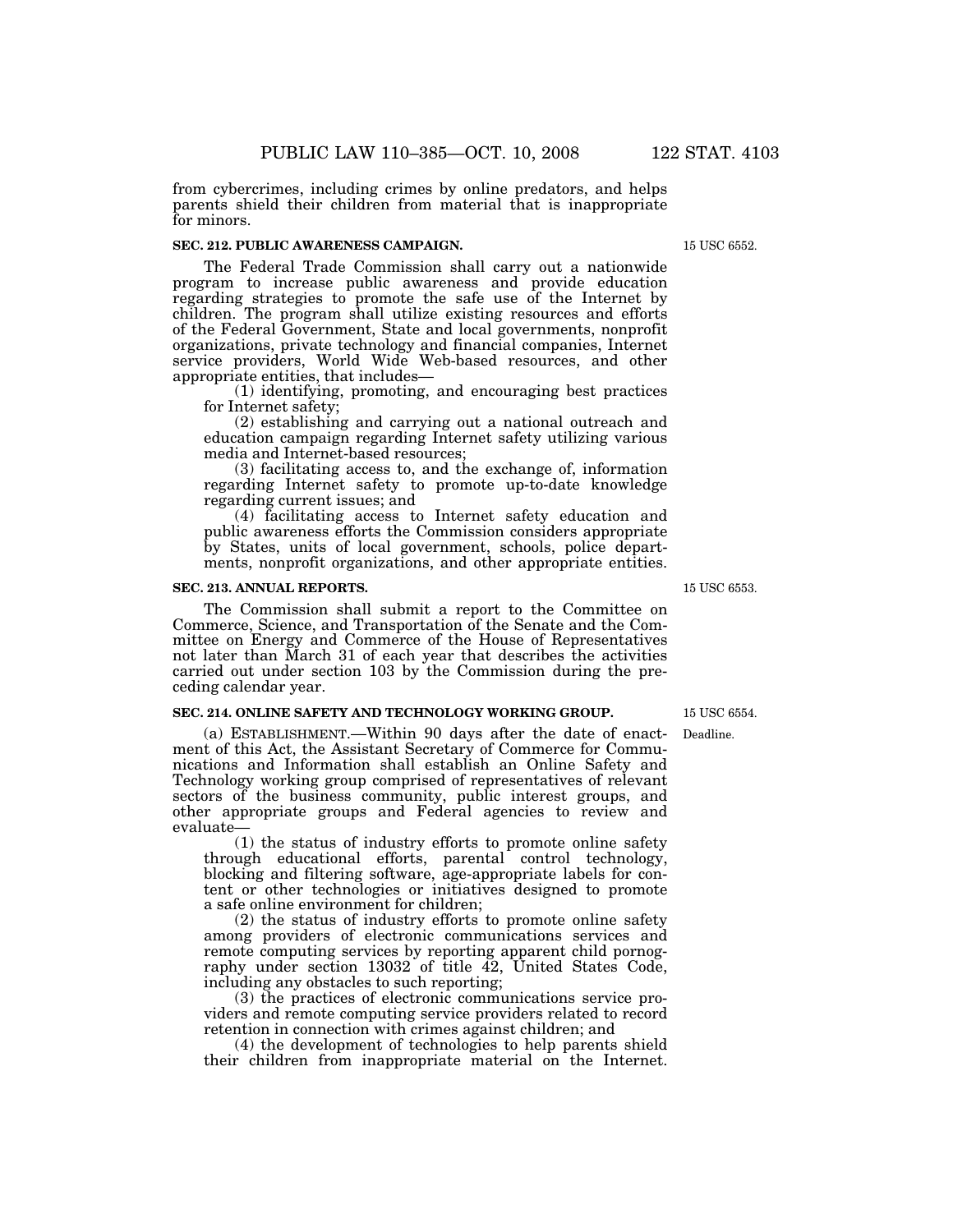from cybercrimes, including crimes by online predators, and helps parents shield their children from material that is inappropriate for minors.

**SEC. 212. PUBLIC AWARENESS CAMPAIGN.**

15 USC 6552.

The Federal Trade Commission shall carry out a nationwide program to increase public awareness and provide education regarding strategies to promote the safe use of the Internet by children. The program shall utilize existing resources and efforts of the Federal Government, State and local governments, nonprofit organizations, private technology and financial companies, Internet service providers, World Wide Web-based resources, and other appropriate entities, that includes—

(1) identifying, promoting, and encouraging best practices for Internet safety;

(2) establishing and carrying out a national outreach and education campaign regarding Internet safety utilizing various media and Internet-based resources;

(3) facilitating access to, and the exchange of, information regarding Internet safety to promote up-to-date knowledge regarding current issues; and

(4) facilitating access to Internet safety education and public awareness efforts the Commission considers appropriate by States, units of local government, schools, police departments, nonprofit organizations, and other appropriate entities.

**SEC. 213. ANNUAL REPORTS.**

15 USC 6553.

The Commission shall submit a report to the Committee on Commerce, Science, and Transportation of the Senate and the Committee on Energy and Commerce of the House of Representatives not later than March 31 of each year that describes the activities carried out under section 103 by the Commission during the preceding calendar year.

**SEC. 214. ONLINE SAFETY AND TECHNOLOGY WORKING GROUP.**

15 USC 6554.

Deadline.

(a) ESTABLISHMENT.—Within 90 days after the date of enactment of this Act, the Assistant Secretary of Commerce for Communications and Information shall establish an Online Safety and Technology working group comprised of representatives of relevant sectors of the business community, public interest groups, and other appropriate groups and Federal agencies to review and evaluate—

(1) the status of industry efforts to promote online safety through educational efforts, parental control technology, blocking and filtering software, age-appropriate labels for content or other technologies or initiatives designed to promote a safe online environment for children;

(2) the status of industry efforts to promote online safety among providers of electronic communications services and remote computing services by reporting apparent child pornography under section 13032 of title 42, United States Code, including any obstacles to such reporting;

(3) the practices of electronic communications service providers and remote computing service providers related to record retention in connection with crimes against children; and

(4) the development of technologies to help parents shield their children from inappropriate material on the Internet.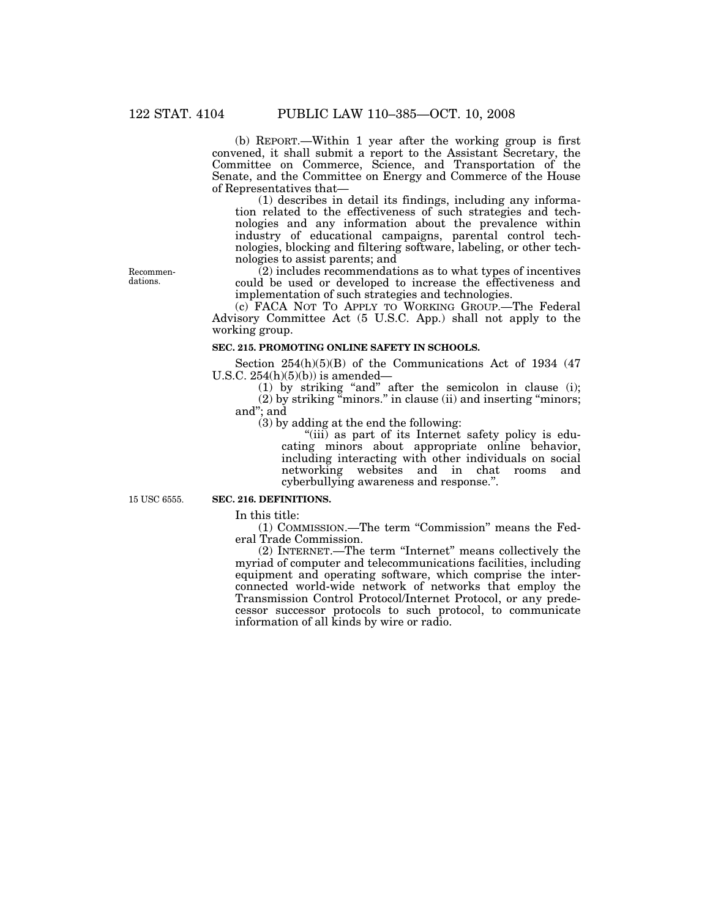(b) REPORT.—Within 1 year after the working group is first convened, it shall submit a report to the Assistant Secretary, the Committee on Commerce, Science, and Transportation of the Senate, and the Committee on Energy and Commerce of the House of Representatives that—

(1) describes in detail its findings, including any information related to the effectiveness of such strategies and technologies and any information about the prevalence within industry of educational campaigns, parental control technologies, blocking and filtering software, labeling, or other technologies to assist parents; and

Recommendations.

(2) includes recommendations as to what types of incentives could be used or developed to increase the effectiveness and implementation of such strategies and technologies.

(c) FACA NOT TO APPLY TO WORKING GROUP.—The Federal Advisory Committee Act (5 U.S.C. App.) shall not apply to the working group.

**SEC. 215. PROMOTING ONLINE SAFETY IN SCHOOLS.**

Section 254(h)(5)(B) of the Communications Act of 1934 (47 U.S.C. 254(h)(5)(b)) is amended—

(1) by striking "and" after the semicolon in clause (i);

(2) by striking "minors." in clause (ii) and inserting "minors; and"; and

(3) by adding at the end the following:

"(iii) as part of its Internet safety policy is educating minors about appropriate online behavior, including interacting with other individuals on social networking websites and in chat rooms and cyberbullying awareness and response.".

15 USC 6555.

**SEC. 216. DEFINITIONS.**

In this title:

(1) COMMISSION.—The term "Commission" means the Federal Trade Commission.

(2) INTERNET.—The term "Internet" means collectively the myriad of computer and telecommunications facilities, including equipment and operating software, which comprise the interconnected world-wide network of networks that employ the Transmission Control Protocol/Internet Protocol, or any predecessor successor protocols to such protocol, to communicate information of all kinds by wire or radio.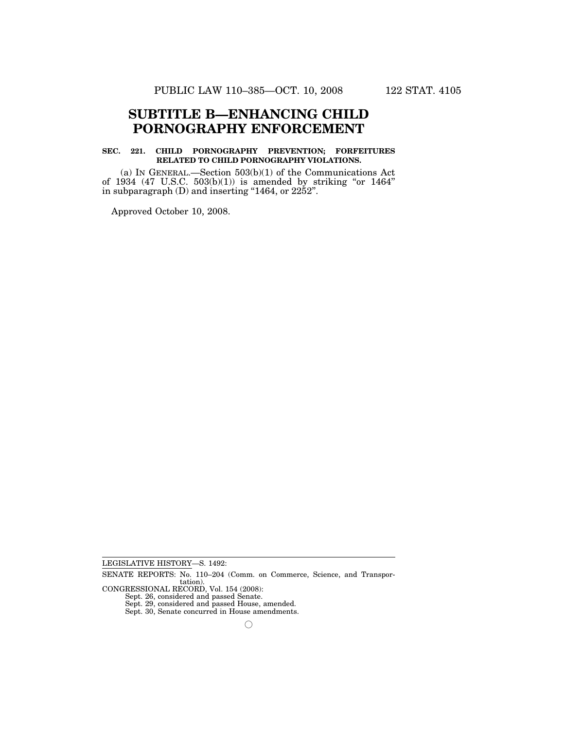# SUBTITLE B—ENHANCING CHILD PORNOGRAPHY ENFORCEMENT

**SEC. 221. CHILD PORNOGRAPHY PREVENTION; FORFEITURES RELATED TO CHILD PORNOGRAPHY VIOLATIONS.**

(a) IN GENERAL.—Section 503(b)(1) of the Communications Act of 1934 (47 U.S.C. 503(b)(1)) is amended by striking "or 1464" in subparagraph (D) and inserting "1464, or 2252".

Approved October 10, 2008.

---

LEGISLATIVE HISTORY—S. 1492:

SENATE REPORTS: No. 110–204 (Comm. on Commerce, Science, and Transportation).

CONGRESSIONAL RECORD, Vol. 154 (2008):

- Sept. 26, considered and passed Senate.
- Sept. 29, considered and passed House, amended.
- Sept. 30, Senate concurred in House amendments.